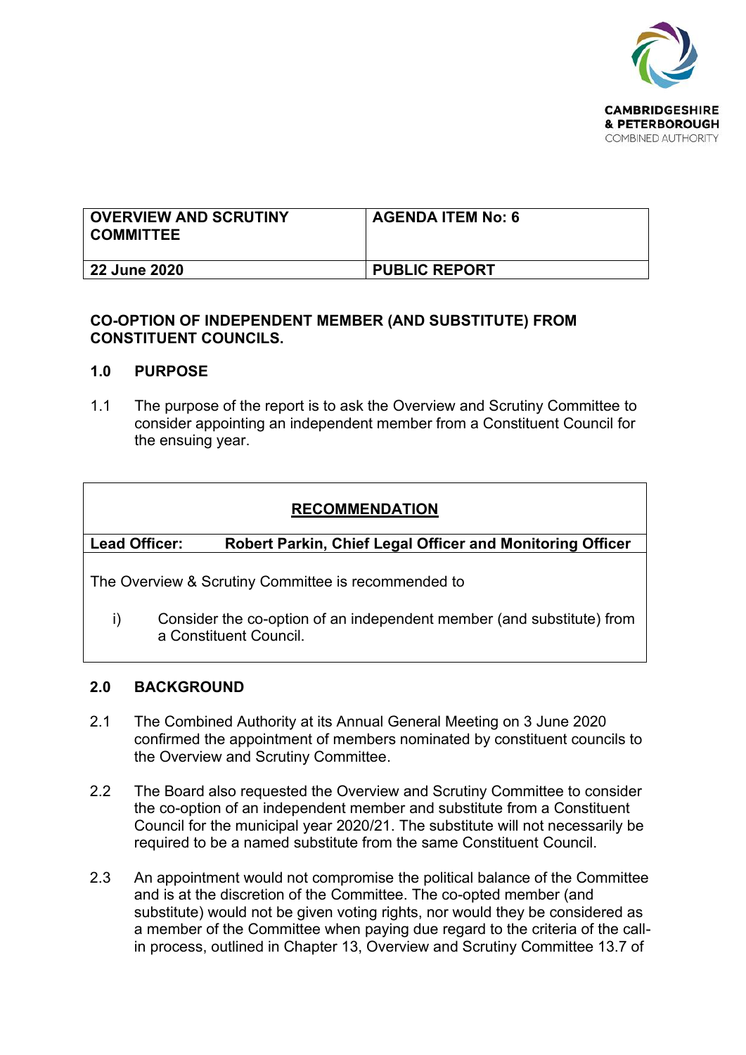CAMBRIDGESHIRE
& PETERBOROUGH
COMBINED AUTHORITY

| OVERVIEW AND SCRUTINY COMMITTEE | AGENDA ITEM No: 6 |
|---|---|
| 22 June 2020 | PUBLIC REPORT |

## CO-OPTION OF INDEPENDENT MEMBER (AND SUBSTITUTE) FROM CONSTITUENT COUNCILS.

### 1.0 PURPOSE

1.1 The purpose of the report is to ask the Overview and Scrutiny Committee to consider appointing an independent member from a Constituent Council for the ensuing year.

| RECOMMENDATION | |
|---|---|
| **Lead Officer:** | **Robert Parkin, Chief Legal Officer and Monitoring Officer** |
| The Overview & Scrutiny Committee is recommended to<br><br>i) Consider the co-option of an independent member (and substitute) from a Constituent Council. | |

### 2.0 BACKGROUND

2.1 The Combined Authority at its Annual General Meeting on 3 June 2020 confirmed the appointment of members nominated by constituent councils to the Overview and Scrutiny Committee.

2.2 The Board also requested the Overview and Scrutiny Committee to consider the co-option of an independent member and substitute from a Constituent Council for the municipal year 2020/21. The substitute will not necessarily be required to be a named substitute from the same Constituent Council.

2.3 An appointment would not compromise the political balance of the Committee and is at the discretion of the Committee. The co-opted member (and substitute) would not be given voting rights, nor would they be considered as a member of the Committee when paying due regard to the criteria of the call-in process, outlined in Chapter 13, Overview and Scrutiny Committee 13.7 of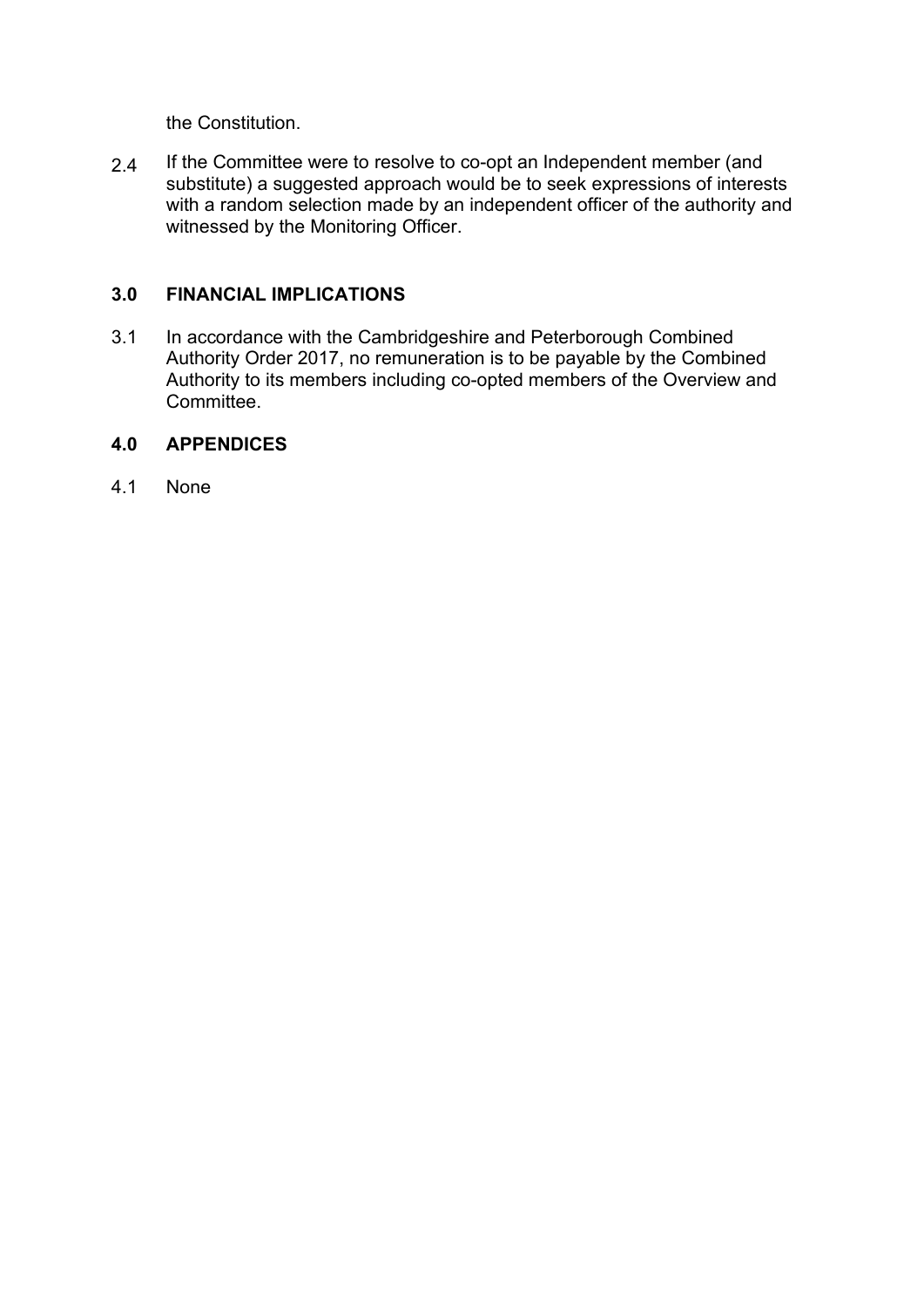the Constitution.

2.4 If the Committee were to resolve to co-opt an Independent member (and substitute) a suggested approach would be to seek expressions of interests with a random selection made by an independent officer of the authority and witnessed by the Monitoring Officer.

## 3.0 FINANCIAL IMPLICATIONS

3.1 In accordance with the Cambridgeshire and Peterborough Combined Authority Order 2017, no remuneration is to be payable by the Combined Authority to its members including co-opted members of the Overview and Committee.

## 4.0 APPENDICES

4.1 None